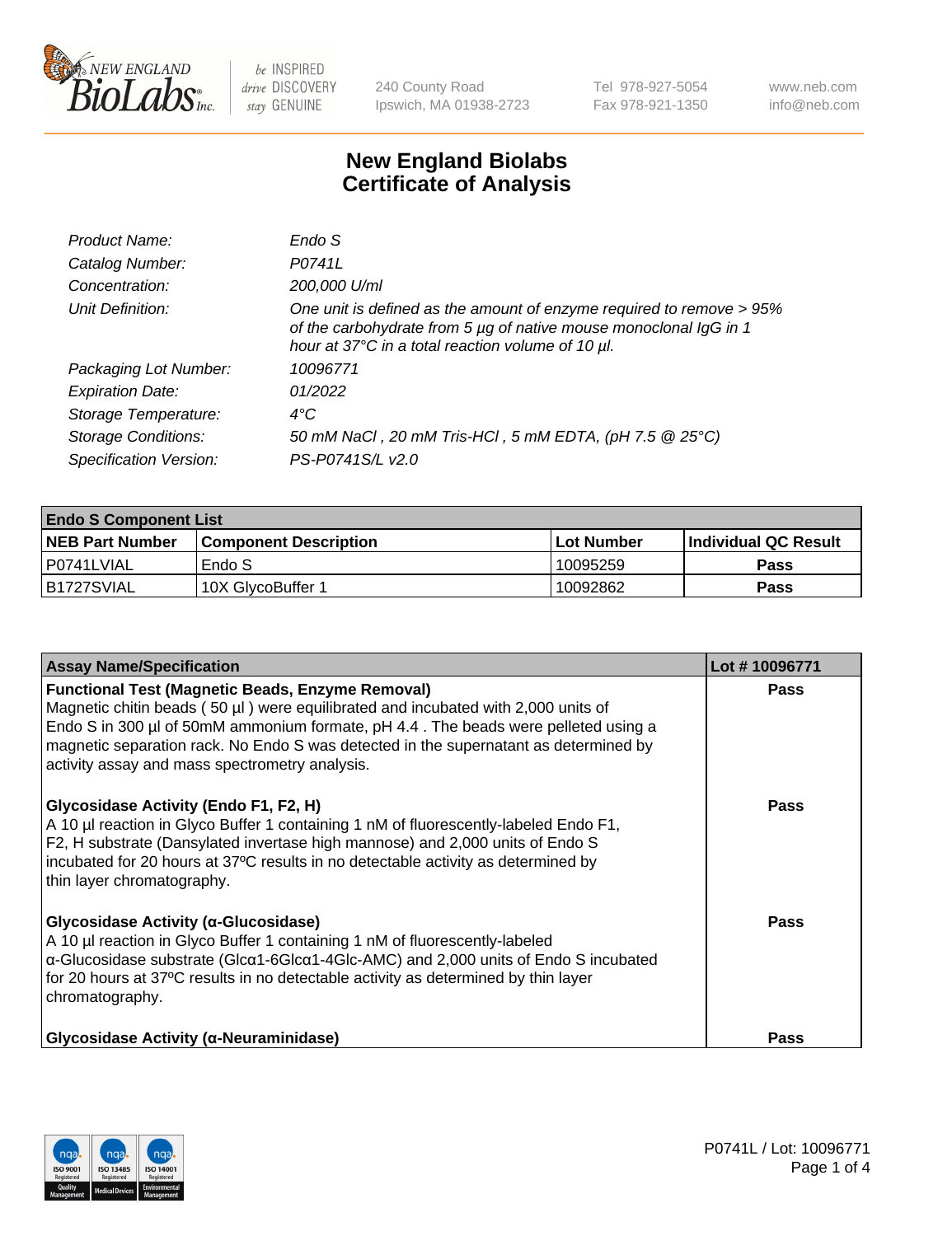NEW ENGLAND BioLabs Inc. — be INSPIRED drive DISCOVERY stay GENUINE

240 County Road
Ipswich, MA 01938-2723

Tel 978-927-5054
Fax 978-921-1350

www.neb.com
info@neb.com

# New England Biolabs
# Certificate of Analysis

| | |
|---|---|
| *Product Name:* | *Endo S* |
| *Catalog Number:* | *P0741L* |
| *Concentration:* | *200,000 U/ml* |
| *Unit Definition:* | *One unit is defined as the amount of enzyme required to remove > 95% of the carbohydrate from 5 µg of native mouse monoclonal IgG in 1 hour at 37°C in a total reaction volume of 10 µl.* |
| *Packaging Lot Number:* | *10096771* |
| *Expiration Date:* | *01/2022* |
| *Storage Temperature:* | *4°C* |
| *Storage Conditions:* | *50 mM NaCl , 20 mM Tris-HCl , 5 mM EDTA, (pH 7.5 @ 25°C)* |
| *Specification Version:* | *PS-P0741S/L v2.0* |

| **Endo S Component List** | | | |
|---|---|---|---|
| **NEB Part Number** | **Component Description** | **Lot Number** | **Individual QC Result** |
| P0741LVIAL | Endo S | 10095259 | **Pass** |
| B1727SVIAL | 10X GlycoBuffer 1 | 10092862 | **Pass** |

| **Assay Name/Specification** | **Lot # 10096771** |
|---|---|
| **Functional Test (Magnetic Beads, Enzyme Removal)** Magnetic chitin beads ( 50 µl ) were equilibrated and incubated with 2,000 units of Endo S in 300 µl of 50mM ammonium formate, pH 4.4 . The beads were pelleted using a magnetic separation rack. No Endo S was detected in the supernatant as determined by activity assay and mass spectrometry analysis. | **Pass** |
| **Glycosidase Activity (Endo F1, F2, H)** A 10 µl reaction in Glyco Buffer 1 containing 1 nM of fluorescently-labeled Endo F1, F2, H substrate (Dansylated invertase high mannose) and 2,000 units of Endo S incubated for 20 hours at 37ºC results in no detectable activity as determined by thin layer chromatography. | **Pass** |
| **Glycosidase Activity (α-Glucosidase)** A 10 µl reaction in Glyco Buffer 1 containing 1 nM of fluorescently-labeled α-Glucosidase substrate (Glcα1-6Glcα1-4Glc-AMC) and 2,000 units of Endo S incubated for 20 hours at 37ºC results in no detectable activity as determined by thin layer chromatography. | **Pass** |
| **Glycosidase Activity (α-Neuraminidase)** | **Pass** |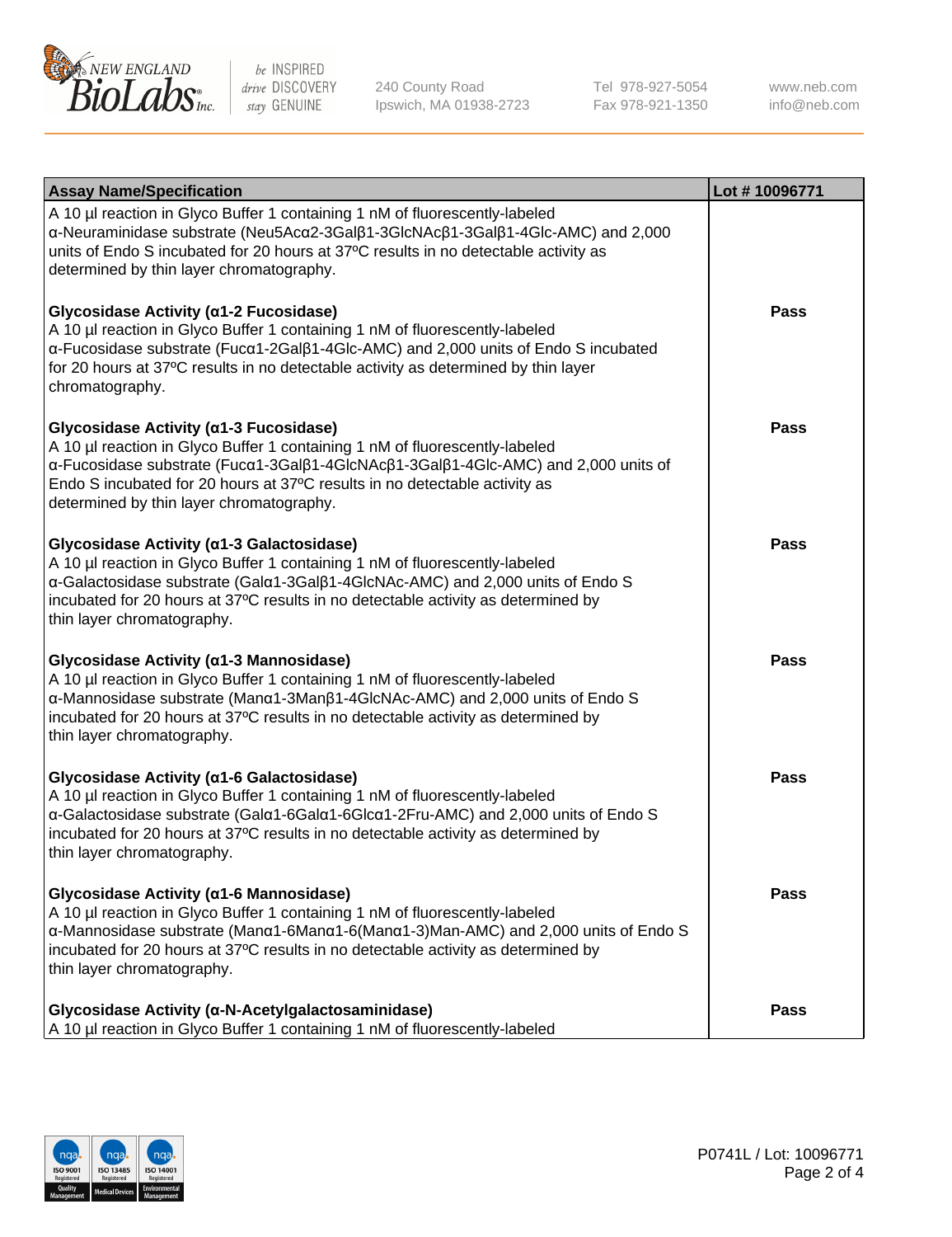| Assay Name/Specification | Lot # 10096771 |
| --- | --- |
| A 10 µl reaction in Glyco Buffer 1 containing 1 nM of fluorescently-labeled α-Neuraminidase substrate (Neu5Acα2-3Galβ1-3GlcNAcβ1-3Galβ1-4Glc-AMC) and 2,000 units of Endo S incubated for 20 hours at 37ºC results in no detectable activity as determined by thin layer chromatography. | |
| **Glycosidase Activity (α1-2 Fucosidase)**<br>A 10 µl reaction in Glyco Buffer 1 containing 1 nM of fluorescently-labeled α-Fucosidase substrate (Fucα1-2Galβ1-4Glc-AMC) and 2,000 units of Endo S incubated for 20 hours at 37ºC results in no detectable activity as determined by thin layer chromatography. | **Pass** |
| **Glycosidase Activity (α1-3 Fucosidase)**<br>A 10 µl reaction in Glyco Buffer 1 containing 1 nM of fluorescently-labeled α-Fucosidase substrate (Fucα1-3Galβ1-4GlcNAcβ1-3Galβ1-4Glc-AMC) and 2,000 units of Endo S incubated for 20 hours at 37ºC results in no detectable activity as determined by thin layer chromatography. | **Pass** |
| **Glycosidase Activity (α1-3 Galactosidase)**<br>A 10 µl reaction in Glyco Buffer 1 containing 1 nM of fluorescently-labeled α-Galactosidase substrate (Galα1-3Galβ1-4GlcNAc-AMC) and 2,000 units of Endo S incubated for 20 hours at 37ºC results in no detectable activity as determined by thin layer chromatography. | **Pass** |
| **Glycosidase Activity (α1-3 Mannosidase)**<br>A 10 µl reaction in Glyco Buffer 1 containing 1 nM of fluorescently-labeled α-Mannosidase substrate (Manα1-3Manβ1-4GlcNAc-AMC) and 2,000 units of Endo S incubated for 20 hours at 37ºC results in no detectable activity as determined by thin layer chromatography. | **Pass** |
| **Glycosidase Activity (α1-6 Galactosidase)**<br>A 10 µl reaction in Glyco Buffer 1 containing 1 nM of fluorescently-labeled α-Galactosidase substrate (Galα1-6Galα1-6Glcα1-2Fru-AMC) and 2,000 units of Endo S incubated for 20 hours at 37ºC results in no detectable activity as determined by thin layer chromatography. | **Pass** |
| **Glycosidase Activity (α1-6 Mannosidase)**<br>A 10 µl reaction in Glyco Buffer 1 containing 1 nM of fluorescently-labeled α-Mannosidase substrate (Manα1-6Manα1-6(Manα1-3)Man-AMC) and 2,000 units of Endo S incubated for 20 hours at 37ºC results in no detectable activity as determined by thin layer chromatography. | **Pass** |
| **Glycosidase Activity (α-N-Acetylgalactosaminidase)**<br>A 10 µl reaction in Glyco Buffer 1 containing 1 nM of fluorescently-labeled | **Pass** |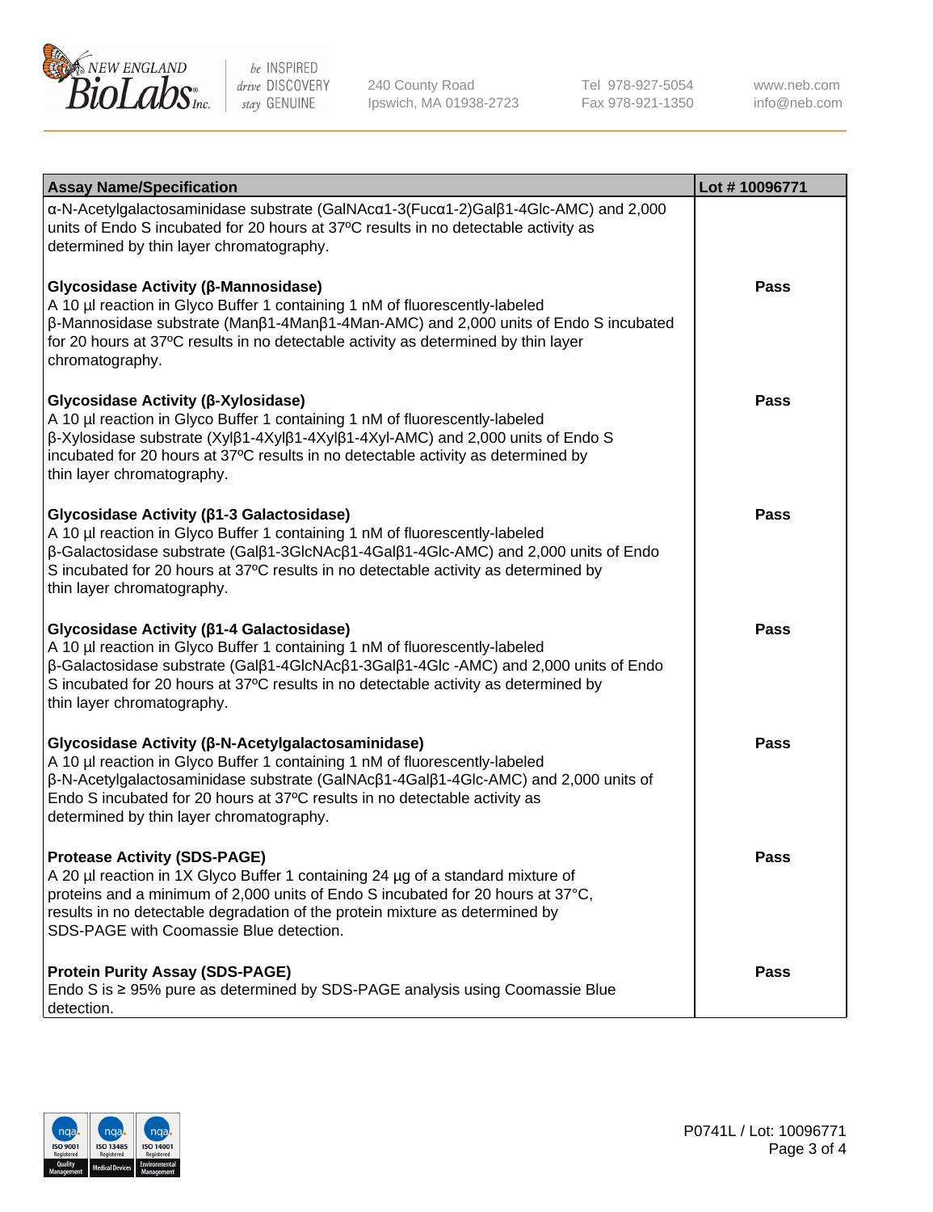| Assay Name/Specification | Lot # 10096771 |
| --- | --- |
| α-N-Acetylgalactosaminidase substrate (GalNAcα1-3(Fucα1-2)Galβ1-4Glc-AMC) and 2,000 units of Endo S incubated for 20 hours at 37ºC results in no detectable activity as determined by thin layer chromatography. | |
| **Glycosidase Activity (β-Mannosidase)**<br>A 10 µl reaction in Glyco Buffer 1 containing 1 nM of fluorescently-labeled β-Mannosidase substrate (Manβ1-4Manβ1-4Man-AMC) and 2,000 units of Endo S incubated for 20 hours at 37ºC results in no detectable activity as determined by thin layer chromatography. | **Pass** |
| **Glycosidase Activity (β-Xylosidase)**<br>A 10 µl reaction in Glyco Buffer 1 containing 1 nM of fluorescently-labeled β-Xylosidase substrate (Xylβ1-4Xylβ1-4Xylβ1-4Xyl-AMC) and 2,000 units of Endo S incubated for 20 hours at 37ºC results in no detectable activity as determined by thin layer chromatography. | **Pass** |
| **Glycosidase Activity (β1-3 Galactosidase)**<br>A 10 µl reaction in Glyco Buffer 1 containing 1 nM of fluorescently-labeled β-Galactosidase substrate (Galβ1-3GlcNAcβ1-4Galβ1-4Glc-AMC) and 2,000 units of Endo S incubated for 20 hours at 37ºC results in no detectable activity as determined by thin layer chromatography. | **Pass** |
| **Glycosidase Activity (β1-4 Galactosidase)**<br>A 10 µl reaction in Glyco Buffer 1 containing 1 nM of fluorescently-labeled β-Galactosidase substrate (Galβ1-4GlcNAcβ1-3Galβ1-4Glc -AMC) and 2,000 units of Endo S incubated for 20 hours at 37ºC results in no detectable activity as determined by thin layer chromatography. | **Pass** |
| **Glycosidase Activity (β-N-Acetylgalactosaminidase)**<br>A 10 µl reaction in Glyco Buffer 1 containing 1 nM of fluorescently-labeled β-N-Acetylgalactosaminidase substrate (GalNAcβ1-4Galβ1-4Glc-AMC) and 2,000 units of Endo S incubated for 20 hours at 37ºC results in no detectable activity as determined by thin layer chromatography. | **Pass** |
| **Protease Activity (SDS-PAGE)**<br>A 20 µl reaction in 1X Glyco Buffer 1 containing 24 µg of a standard mixture of proteins and a minimum of 2,000 units of Endo S incubated for 20 hours at 37°C, results in no detectable degradation of the protein mixture as determined by SDS-PAGE with Coomassie Blue detection. | **Pass** |
| **Protein Purity Assay (SDS-PAGE)**<br>Endo S is ≥ 95% pure as determined by SDS-PAGE analysis using Coomassie Blue detection. | **Pass** |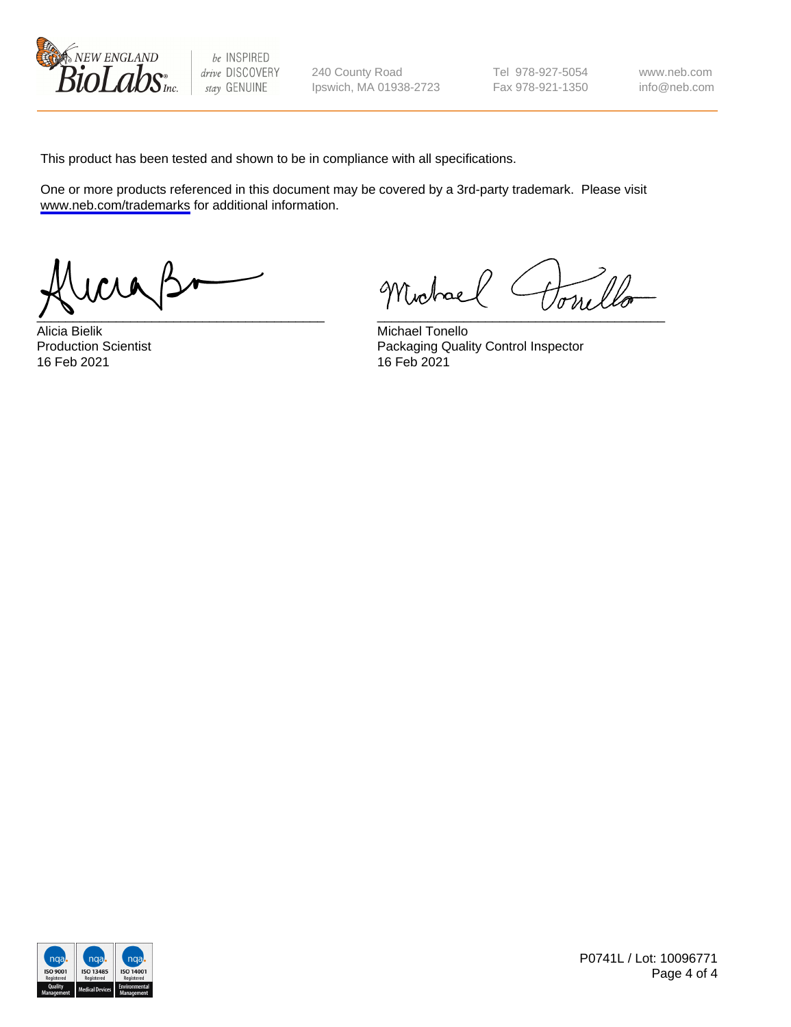This product has been tested and shown to be in compliance with all specifications.

One or more products referenced in this document may be covered by a 3rd-party trademark. Please visit www.neb.com/trademarks for additional information.

Alicia Bielik
Production Scientist
16 Feb 2021

Michael Tonello
Packaging Quality Control Inspector
16 Feb 2021

P0741L / Lot: 10096771